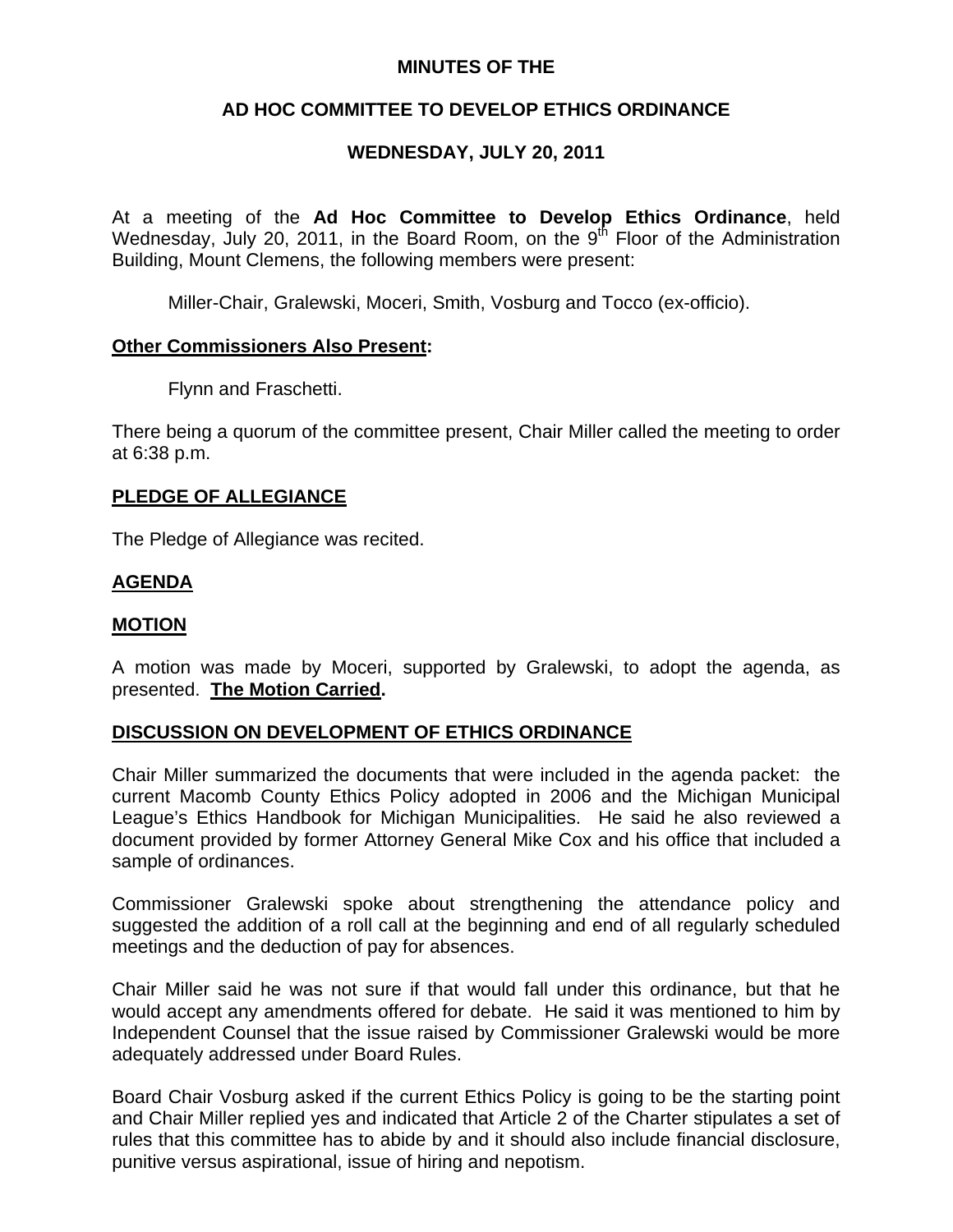**MINUTES OF THE**

**AD HOC COMMITTEE TO DEVELOP ETHICS ORDINANCE**

**WEDNESDAY, JULY 20, 2011**

At a meeting of the **Ad Hoc Committee to Develop Ethics Ordinance**, held Wednesday, July 20, 2011, in the Board Room, on the 9th Floor of the Administration Building, Mount Clemens, the following members were present:

Miller-Chair, Gralewski, Moceri, Smith, Vosburg and Tocco (ex-officio).

## Other Commissioners Also Present:

Flynn and Fraschetti.

There being a quorum of the committee present, Chair Miller called the meeting to order at 6:38 p.m.

## PLEDGE OF ALLEGIANCE

The Pledge of Allegiance was recited.

## AGENDA

## MOTION

A motion was made by Moceri, supported by Gralewski, to adopt the agenda, as presented. **The Motion Carried.**

## DISCUSSION ON DEVELOPMENT OF ETHICS ORDINANCE

Chair Miller summarized the documents that were included in the agenda packet: the current Macomb County Ethics Policy adopted in 2006 and the Michigan Municipal League's Ethics Handbook for Michigan Municipalities. He said he also reviewed a document provided by former Attorney General Mike Cox and his office that included a sample of ordinances.

Commissioner Gralewski spoke about strengthening the attendance policy and suggested the addition of a roll call at the beginning and end of all regularly scheduled meetings and the deduction of pay for absences.

Chair Miller said he was not sure if that would fall under this ordinance, but that he would accept any amendments offered for debate. He said it was mentioned to him by Independent Counsel that the issue raised by Commissioner Gralewski would be more adequately addressed under Board Rules.

Board Chair Vosburg asked if the current Ethics Policy is going to be the starting point and Chair Miller replied yes and indicated that Article 2 of the Charter stipulates a set of rules that this committee has to abide by and it should also include financial disclosure, punitive versus aspirational, issue of hiring and nepotism.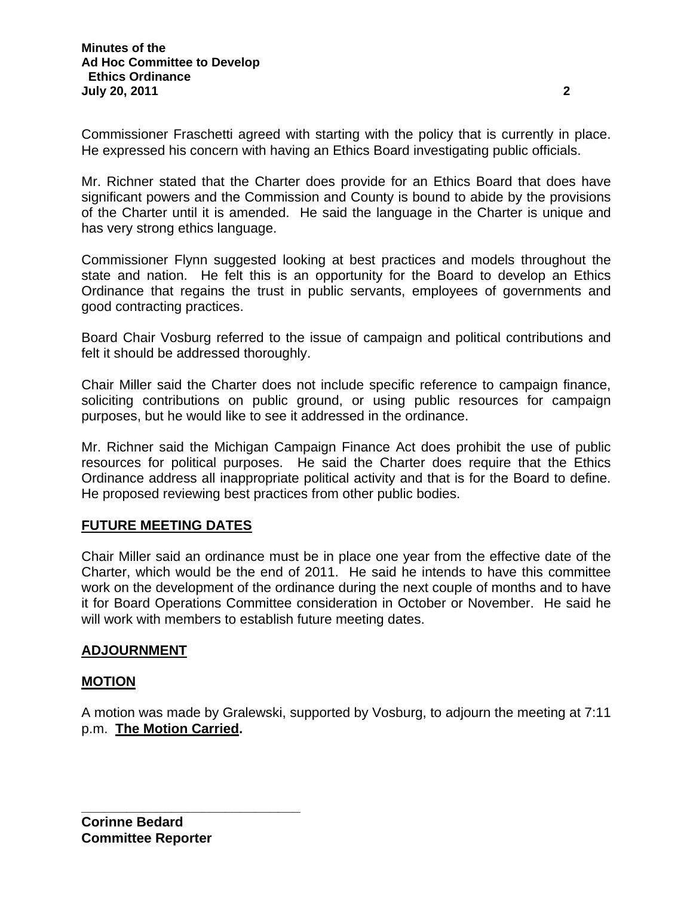Commissioner Fraschetti agreed with starting with the policy that is currently in place. He expressed his concern with having an Ethics Board investigating public officials.

Mr. Richner stated that the Charter does provide for an Ethics Board that does have significant powers and the Commission and County is bound to abide by the provisions of the Charter until it is amended. He said the language in the Charter is unique and has very strong ethics language.

Commissioner Flynn suggested looking at best practices and models throughout the state and nation. He felt this is an opportunity for the Board to develop an Ethics Ordinance that regains the trust in public servants, employees of governments and good contracting practices.

Board Chair Vosburg referred to the issue of campaign and political contributions and felt it should be addressed thoroughly.

Chair Miller said the Charter does not include specific reference to campaign finance, soliciting contributions on public ground, or using public resources for campaign purposes, but he would like to see it addressed in the ordinance.

Mr. Richner said the Michigan Campaign Finance Act does prohibit the use of public resources for political purposes. He said the Charter does require that the Ethics Ordinance address all inappropriate political activity and that is for the Board to define. He proposed reviewing best practices from other public bodies.

## FUTURE MEETING DATES

Chair Miller said an ordinance must be in place one year from the effective date of the Charter, which would be the end of 2011. He said he intends to have this committee work on the development of the ordinance during the next couple of months and to have it for Board Operations Committee consideration in October or November. He said he will work with members to establish future meeting dates.

## ADJOURNMENT

## MOTION

A motion was made by Gralewski, supported by Vosburg, to adjourn the meeting at 7:11 p.m. **The Motion Carried.**

\_\_\_\_\_\_\_\_\_\_\_\_\_\_\_\_\_\_\_\_\_\_\_\_\_\_\_\_\_\_

**Corinne Bedard**
**Committee Reporter**